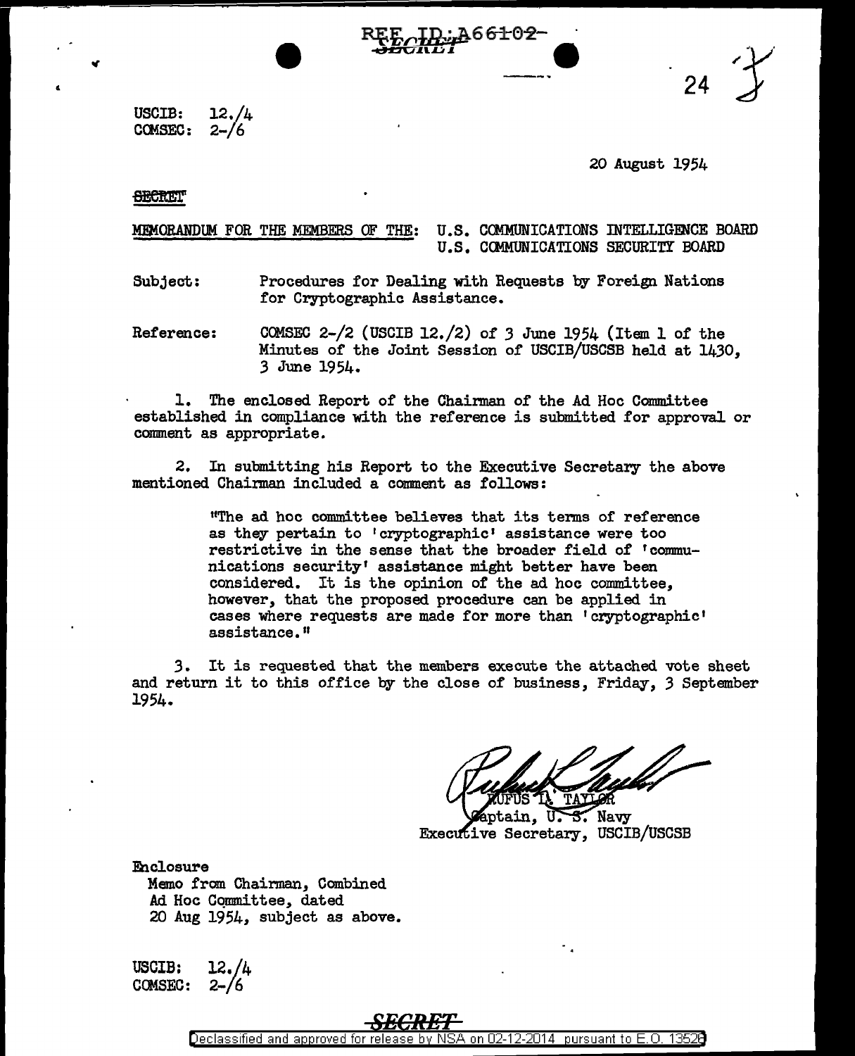USCIB: 12./4
COMSEC: 2-/6

20 August 1954

SECRET

MEMORANDUM FOR THE MEMBERS OF THE: U.S. COMMUNICATIONS INTELLIGENCE BOARD
U.S. COMMUNICATIONS SECURITY BOARD

Subject: Procedures for Dealing with Requests by Foreign Nations for Cryptographic Assistance.

Reference: COMSEC 2-/2 (USCIB 12./2) of 3 June 1954 (Item 1 of the Minutes of the Joint Session of USCIB/USCSB held at 1430, 3 June 1954.

1. The enclosed Report of the Chairman of the Ad Hoc Committee established in compliance with the reference is submitted for approval or comment as appropriate.

2. In submitting his Report to the Executive Secretary the above mentioned Chairman included a comment as follows:

> "The ad hoc committee believes that its terms of reference as they pertain to 'cryptographic' assistance were too restrictive in the sense that the broader field of 'communications security' assistance might better have been considered. It is the opinion of the ad hoc committee, however, that the proposed procedure can be applied in cases where requests are made for more than 'cryptographic' assistance."

3. It is requested that the members execute the attached vote sheet and return it to this office by the close of business, Friday, 3 September 1954.

RUFUS L. TAYLOR
Captain, U. S. Navy
Executive Secretary, USCIB/USCSB

Enclosure
Memo from Chairman, Combined Ad Hoc Committee, dated 20 Aug 1954, subject as above.

USCIB: 12./4
COMSEC: 2-/6

SECRET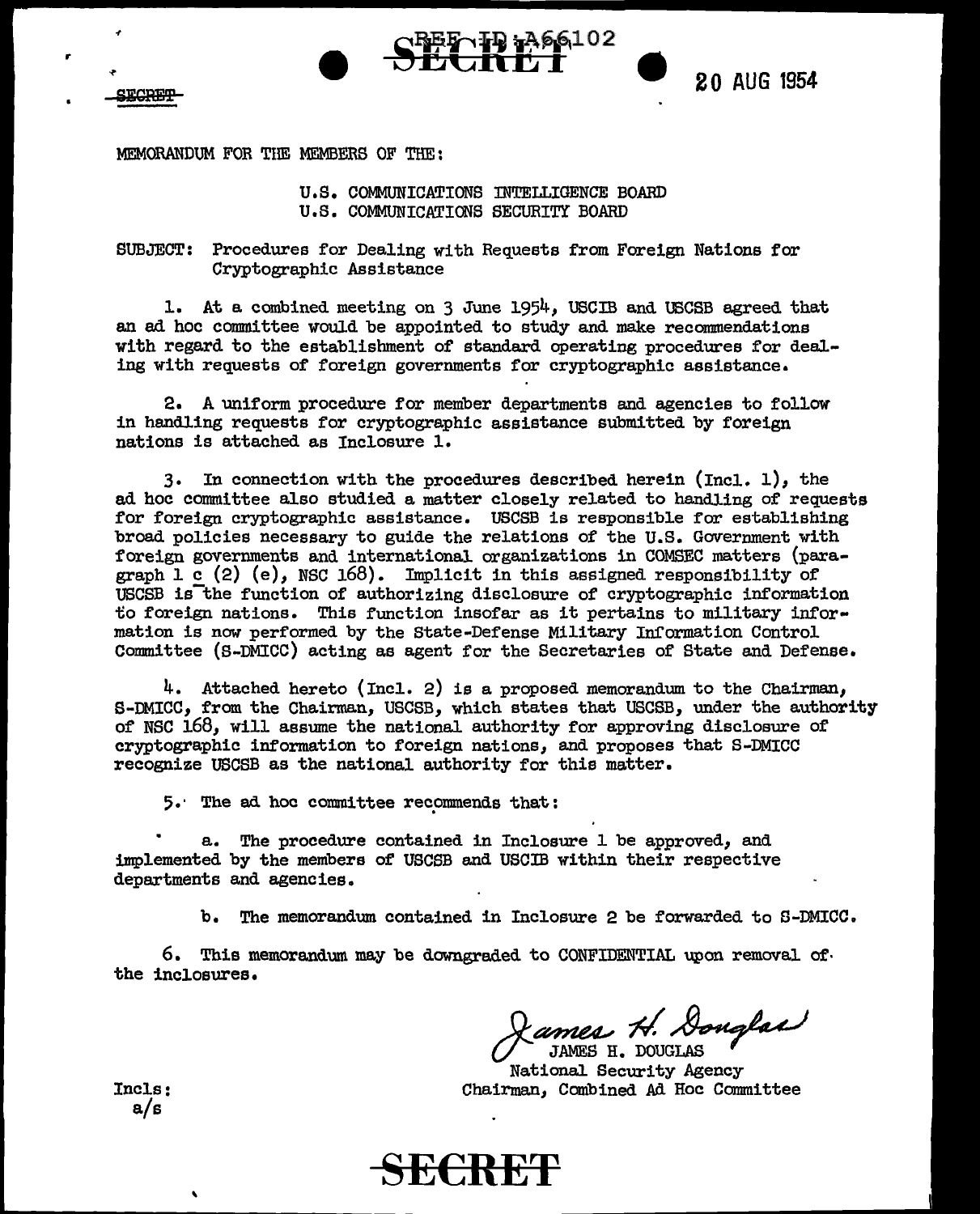SECRET

REF ID:A66102

SECRET

20 AUG 1954

MEMORANDUM FOR THE MEMBERS OF THE:

U.S. COMMUNICATIONS INTELLIGENCE BOARD
U.S. COMMUNICATIONS SECURITY BOARD

SUBJECT: Procedures for Dealing with Requests from Foreign Nations for Cryptographic Assistance

1. At a combined meeting on 3 June 1954, USCIB and USCSB agreed that an ad hoc committee would be appointed to study and make recommendations with regard to the establishment of standard operating procedures for dealing with requests of foreign governments for cryptographic assistance.

2. A uniform procedure for member departments and agencies to follow in handling requests for cryptographic assistance submitted by foreign nations is attached as Inclosure 1.

3. In connection with the procedures described herein (Incl. 1), the ad hoc committee also studied a matter closely related to handling of requests for foreign cryptographic assistance. USCSB is responsible for establishing broad policies necessary to guide the relations of the U.S. Government with foreign governments and international organizations in COMSEC matters (paragraph 1 c (2) (e), NSC 168). Implicit in this assigned responsibility of USCSB is the function of authorizing disclosure of cryptographic information to foreign nations. This function insofar as it pertains to military information is now performed by the State-Defense Military Information Control Committee (S-DMICC) acting as agent for the Secretaries of State and Defense.

4. Attached hereto (Incl. 2) is a proposed memorandum to the Chairman, S-DMICC, from the Chairman, USCSB, which states that USCSB, under the authority of NSC 168, will assume the national authority for approving disclosure of cryptographic information to foreign nations, and proposes that S-DMICC recognize USCSB as the national authority for this matter.

5. The ad hoc committee recommends that:

a. The procedure contained in Inclosure 1 be approved, and implemented by the members of USCSB and USCIB within their respective departments and agencies.

b. The memorandum contained in Inclosure 2 be forwarded to S-DMICC.

6. This memorandum may be downgraded to CONFIDENTIAL upon removal of the inclosures.

James H. Douglas
JAMES H. DOUGLAS
National Security Agency
Chairman, Combined Ad Hoc Committee

Incls:
a/s

SECRET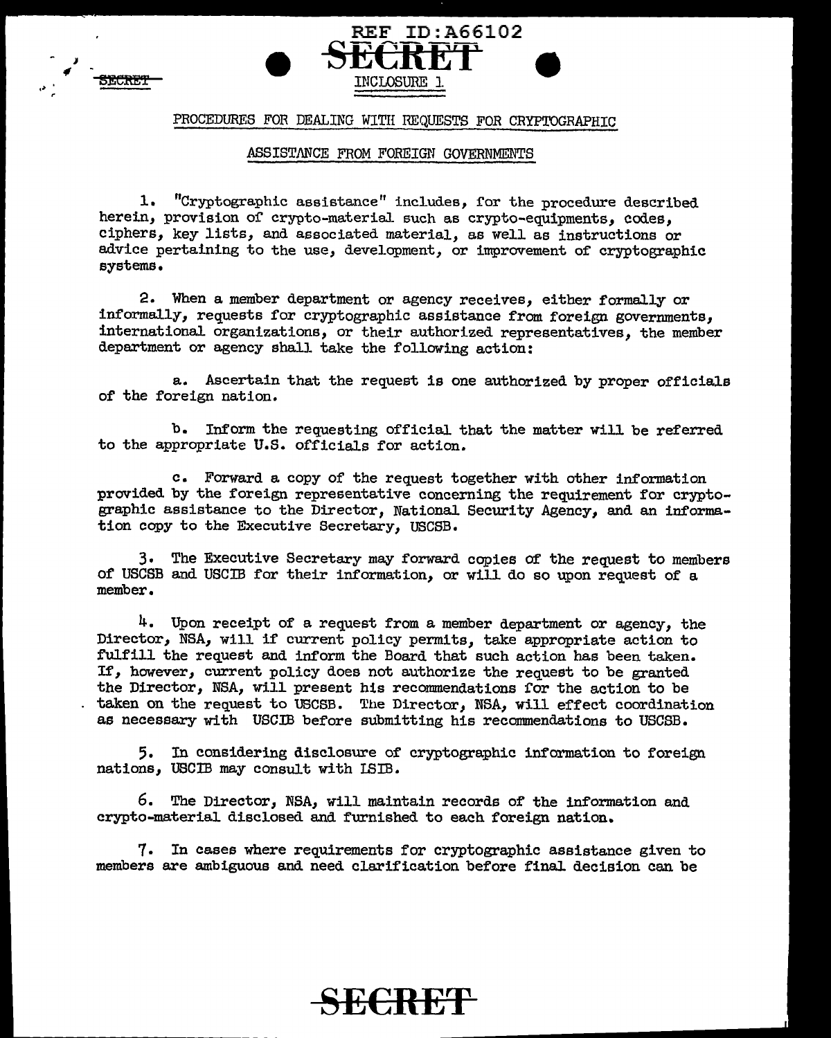REF ID:A66102

SECRET

INCLOSURE 1

PROCEDURES FOR DEALING WITH REQUESTS FOR CRYPTOGRAPHIC

ASSISTANCE FROM FOREIGN GOVERNMENTS

1. "Cryptographic assistance" includes, for the procedure described herein, provision of crypto-material such as crypto-equipments, codes, ciphers, key lists, and associated material, as well as instructions or advice pertaining to the use, development, or improvement of cryptographic systems.

2. When a member department or agency receives, either formally or informally, requests for cryptographic assistance from foreign governments, international organizations, or their authorized representatives, the member department or agency shall take the following action:

a. Ascertain that the request is one authorized by proper officials of the foreign nation.

b. Inform the requesting official that the matter will be referred to the appropriate U.S. officials for action.

c. Forward a copy of the request together with other information provided by the foreign representative concerning the requirement for cryptographic assistance to the Director, National Security Agency, and an information copy to the Executive Secretary, USCSB.

3. The Executive Secretary may forward copies of the request to members of USCSB and USCIB for their information, or will do so upon request of a member.

4. Upon receipt of a request from a member department or agency, the Director, NSA, will if current policy permits, take appropriate action to fulfill the request and inform the Board that such action has been taken. If, however, current policy does not authorize the request to be granted the Director, NSA, will present his recommendations for the action to be taken on the request to USCSB. The Director, NSA, will effect coordination as necessary with USCIB before submitting his recommendations to USCSB.

5. In considering disclosure of cryptographic information to foreign nations, USCIB may consult with LSIB.

6. The Director, NSA, will maintain records of the information and crypto-material disclosed and furnished to each foreign nation.

7. In cases where requirements for cryptographic assistance given to members are ambiguous and need clarification before final decision can be

SECRET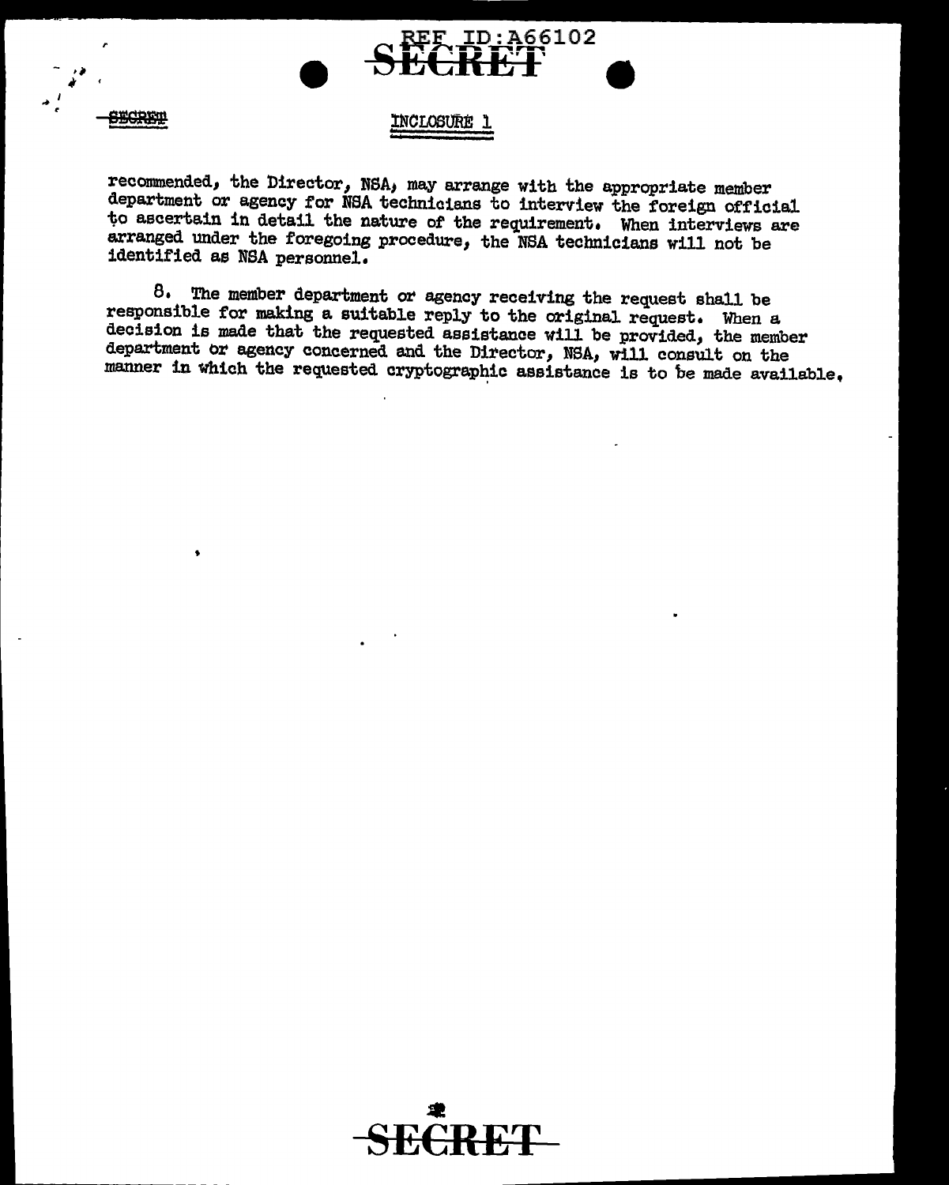INCLOSURE 1

recommended, the Director, NSA, may arrange with the appropriate member department or agency for NSA technicians to interview the foreign official to ascertain in detail the nature of the requirement. When interviews are arranged under the foregoing procedure, the NSA technicians will not be identified as NSA personnel.

8. The member department or agency receiving the request shall be responsible for making a suitable reply to the original request. When a decision is made that the requested assistance will be provided, the member department or agency concerned and the Director, NSA, will consult on the manner in which the requested cryptographic assistance is to be made available.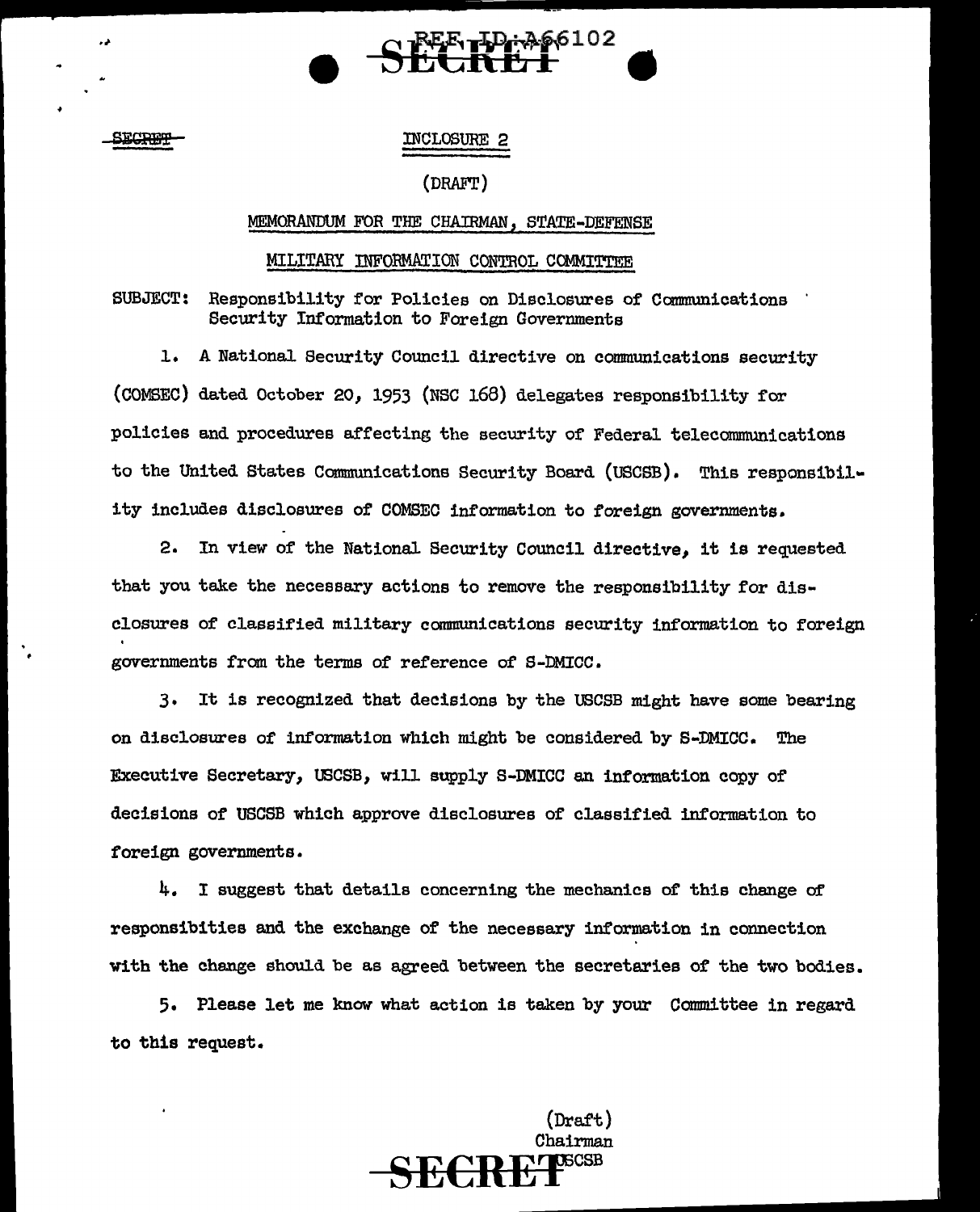SECRET

INCLOSURE 2

(DRAFT)

MEMORANDUM FOR THE CHAIRMAN, STATE-DEFENSE

MILITARY INFORMATION CONTROL COMMITTEE

SUBJECT: Responsibility for Policies on Disclosures of Communications Security Information to Foreign Governments

1. A National Security Council directive on communications security (COMSEC) dated October 20, 1953 (NSC 168) delegates responsibility for policies and procedures affecting the security of Federal telecommunications to the United States Communications Security Board (USCSB). This responsibility includes disclosures of COMSEC information to foreign governments.

2. In view of the National Security Council directive, it is requested that you take the necessary actions to remove the responsibility for disclosures of classified military communications security information to foreign governments from the terms of reference of S-DMICC.

3. It is recognized that decisions by the USCSB might have some bearing on disclosures of information which might be considered by S-DMICC. The Executive Secretary, USCSB, will supply S-DMICC an information copy of decisions of USCSB which approve disclosures of classified information to foreign governments.

4. I suggest that details concerning the mechanics of this change of responsibities and the exchange of the necessary information in connection with the change should be as agreed between the secretaries of the two bodies.

5. Please let me know what action is taken by your Committee in regard to this request.

(Draft)
Chairman
USCSB